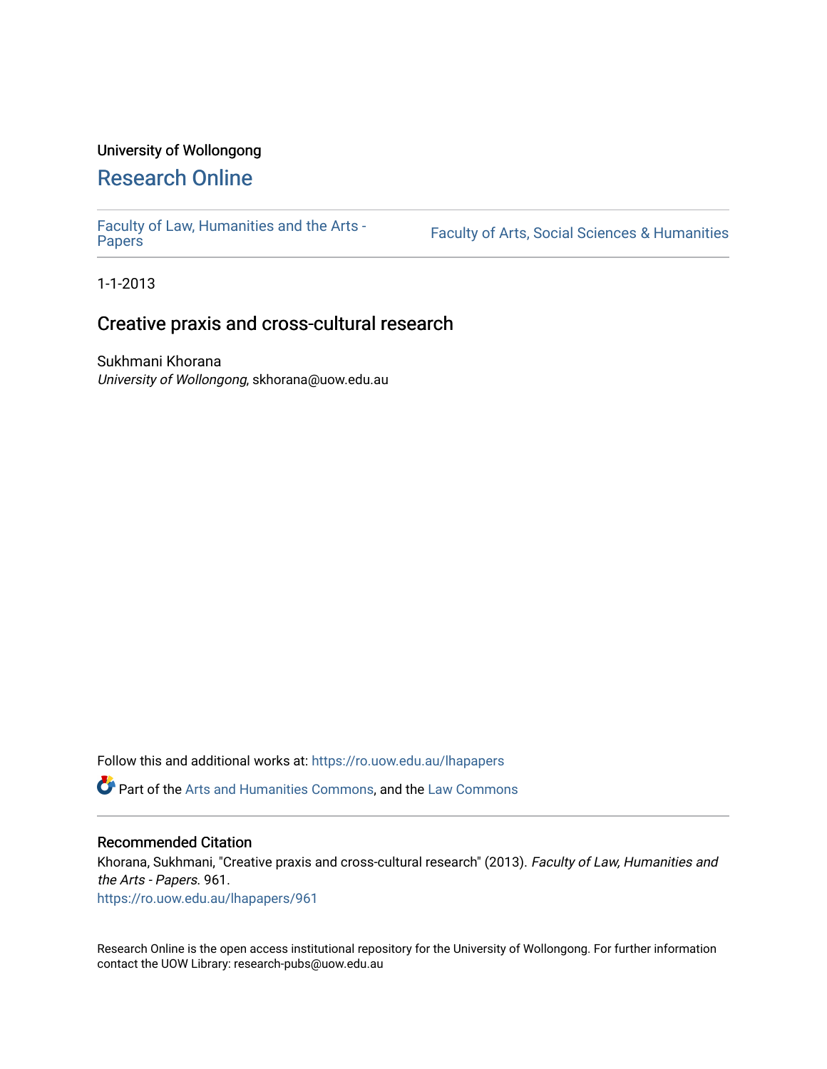University of Wollongong

# Research Online

Faculty of Law, Humanities and the Arts - Papers

Faculty of Arts, Social Sciences & Humanities

1-1-2013

## Creative praxis and cross-cultural research

Sukhmani Khorana
*University of Wollongong*, skhorana@uow.edu.au

Follow this and additional works at: https://ro.uow.edu.au/lhapapers

Part of the Arts and Humanities Commons, and the Law Commons

### Recommended Citation

Khorana, Sukhmani, "Creative praxis and cross-cultural research" (2013). *Faculty of Law, Humanities and the Arts - Papers*. 961.
https://ro.uow.edu.au/lhapapers/961

Research Online is the open access institutional repository for the University of Wollongong. For further information contact the UOW Library: research-pubs@uow.edu.au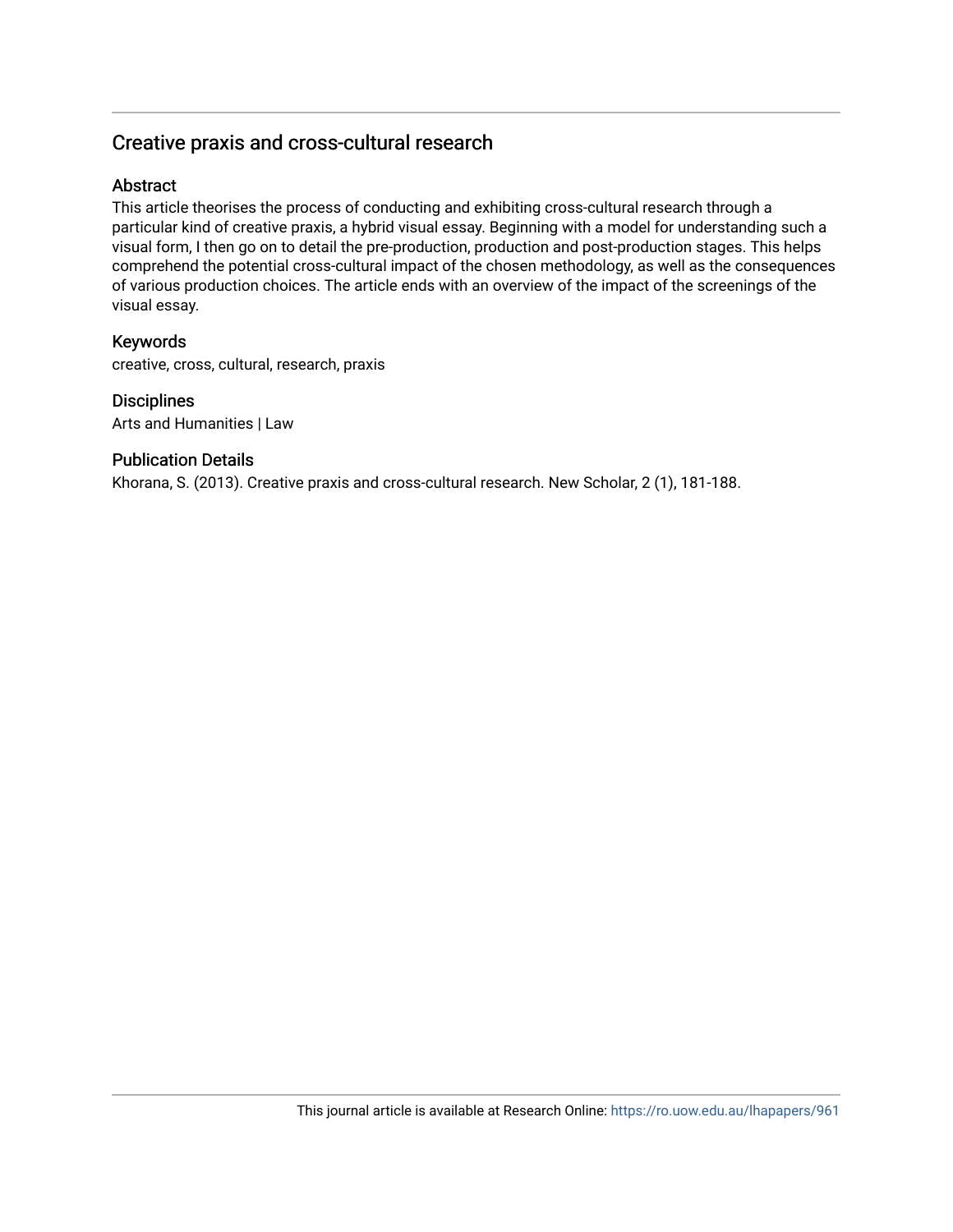## Creative praxis and cross-cultural research

### Abstract

This article theorises the process of conducting and exhibiting cross-cultural research through a particular kind of creative praxis, a hybrid visual essay. Beginning with a model for understanding such a visual form, I then go on to detail the pre-production, production and post-production stages. This helps comprehend the potential cross-cultural impact of the chosen methodology, as well as the consequences of various production choices. The article ends with an overview of the impact of the screenings of the visual essay.

### Keywords

creative, cross, cultural, research, praxis

### Disciplines

Arts and Humanities | Law

### Publication Details

Khorana, S. (2013). Creative praxis and cross-cultural research. New Scholar, 2 (1), 181-188.

This journal article is available at Research Online: https://ro.uow.edu.au/lhapapers/961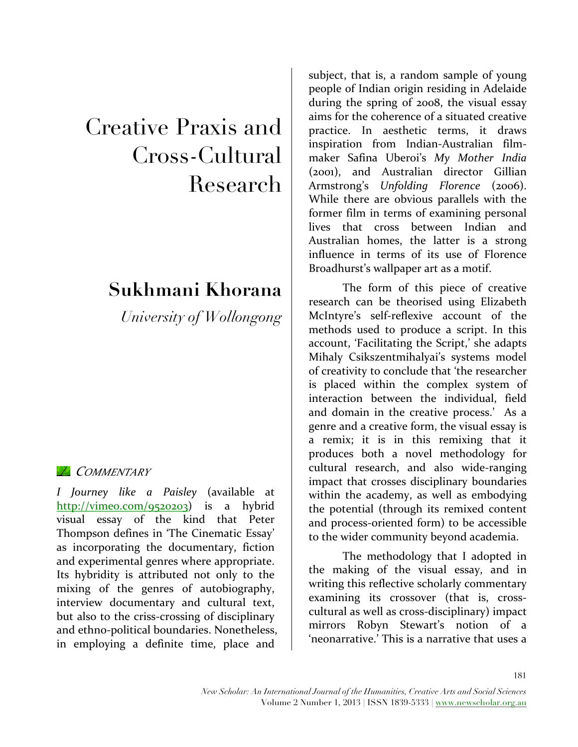# Creative Praxis and Cross-Cultural Research

## Sukhmani Khorana

*University of Wollongong*

### *Commentary*

*I Journey like a Paisley* (available at http://vimeo.com/9520203) is a hybrid visual essay of the kind that Peter Thompson defines in 'The Cinematic Essay' as incorporating the documentary, fiction and experimental genres where appropriate. Its hybridity is attributed not only to the mixing of the genres of autobiography, interview documentary and cultural text, but also to the criss-crossing of disciplinary and ethno-political boundaries. Nonetheless, in employing a definite time, place and subject, that is, a random sample of young people of Indian origin residing in Adelaide during the spring of 2008, the visual essay aims for the coherence of a situated creative practice. In aesthetic terms, it draws inspiration from Indian-Australian film-maker Safina Uberoi's *My Mother India* (2001), and Australian director Gillian Armstrong's *Unfolding Florence* (2006). While there are obvious parallels with the former film in terms of examining personal lives that cross between Indian and Australian homes, the latter is a strong influence in terms of its use of Florence Broadhurst's wallpaper art as a motif.

The form of this piece of creative research can be theorised using Elizabeth McIntyre's self-reflexive account of the methods used to produce a script. In this account, 'Facilitating the Script,' she adapts Mihaly Csikszentmihalyai's systems model of creativity to conclude that 'the researcher is placed within the complex system of interaction between the individual, field and domain in the creative process.' As a genre and a creative form, the visual essay is a remix; it is in this remixing that it produces both a novel methodology for cultural research, and also wide-ranging impact that crosses disciplinary boundaries within the academy, as well as embodying the potential (through its remixed content and process-oriented form) to be accessible to the wider community beyond academia.

The methodology that I adopted in the making of the visual essay, and in writing this reflective scholarly commentary examining its crossover (that is, cross-cultural as well as cross-disciplinary) impact mirrors Robyn Stewart's notion of a 'neonarrative.' This is a narrative that uses a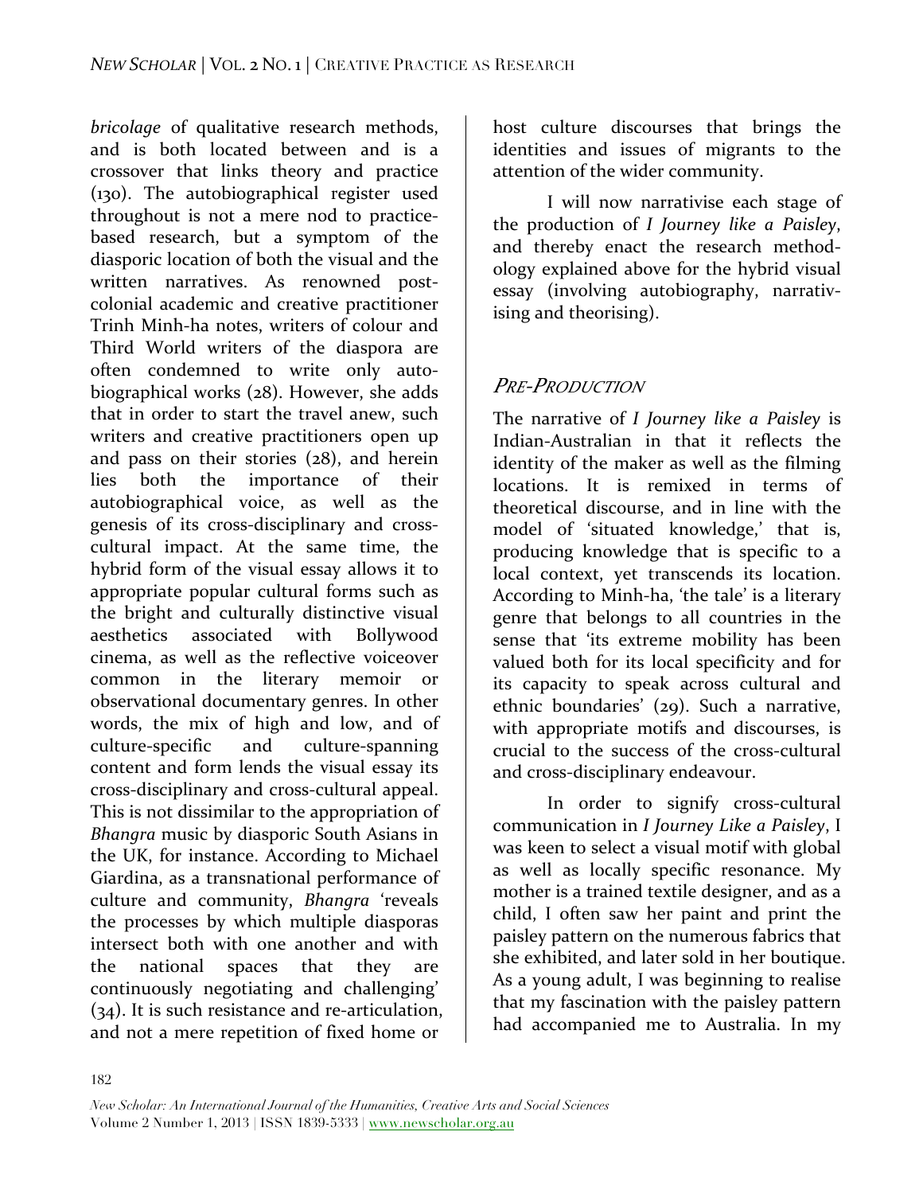*bricolage* of qualitative research methods, and is both located between and is a crossover that links theory and practice (130). The autobiographical register used throughout is not a mere nod to practice-based research, but a symptom of the diasporic location of both the visual and the written narratives. As renowned post-colonial academic and creative practitioner Trinh Minh-ha notes, writers of colour and Third World writers of the diaspora are often condemned to write only autobiographical works (28). However, she adds that in order to start the travel anew, such writers and creative practitioners open up and pass on their stories (28), and herein lies both the importance of their autobiographical voice, as well as the genesis of its cross-disciplinary and cross-cultural impact. At the same time, the hybrid form of the visual essay allows it to appropriate popular cultural forms such as the bright and culturally distinctive visual aesthetics associated with Bollywood cinema, as well as the reflective voiceover common in the literary memoir or observational documentary genres. In other words, the mix of high and low, and of culture-specific and culture-spanning content and form lends the visual essay its cross-disciplinary and cross-cultural appeal. This is not dissimilar to the appropriation of *Bhangra* music by diasporic South Asians in the UK, for instance. According to Michael Giardina, as a transnational performance of culture and community, *Bhangra* 'reveals the processes by which multiple diasporas intersect both with one another and with the national spaces that they are continuously negotiating and challenging' (34). It is such resistance and re-articulation, and not a mere repetition of fixed home or host culture discourses that brings the identities and issues of migrants to the attention of the wider community.

I will now narrativise each stage of the production of *I Journey like a Paisley*, and thereby enact the research methodology explained above for the hybrid visual essay (involving autobiography, narrativising and theorising).

## *Pre-Production*

The narrative of *I Journey like a Paisley* is Indian-Australian in that it reflects the identity of the maker as well as the filming locations. It is remixed in terms of theoretical discourse, and in line with the model of 'situated knowledge,' that is, producing knowledge that is specific to a local context, yet transcends its location. According to Minh-ha, 'the tale' is a literary genre that belongs to all countries in the sense that 'its extreme mobility has been valued both for its local specificity and for its capacity to speak across cultural and ethnic boundaries' (29). Such a narrative, with appropriate motifs and discourses, is crucial to the success of the cross-cultural and cross-disciplinary endeavour.

In order to signify cross-cultural communication in *I Journey Like a Paisley*, I was keen to select a visual motif with global as well as locally specific resonance. My mother is a trained textile designer, and as a child, I often saw her paint and print the paisley pattern on the numerous fabrics that she exhibited, and later sold in her boutique. As a young adult, I was beginning to realise that my fascination with the paisley pattern had accompanied me to Australia. In my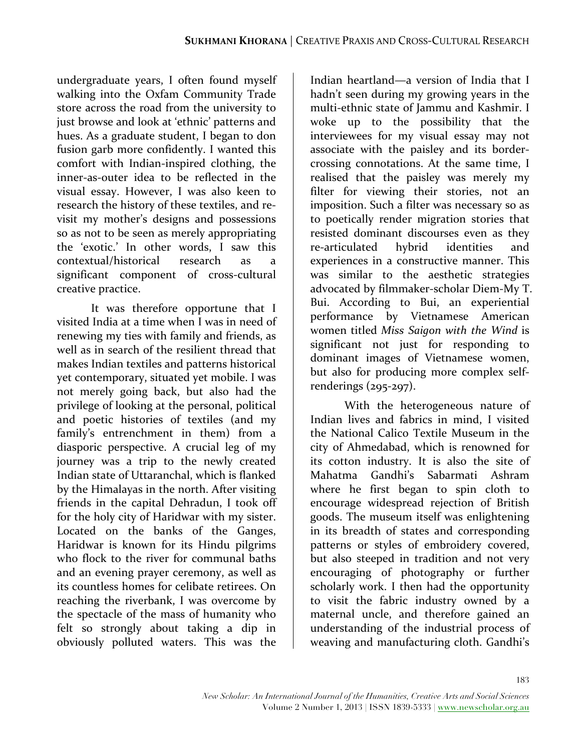undergraduate years, I often found myself walking into the Oxfam Community Trade store across the road from the university to just browse and look at 'ethnic' patterns and hues. As a graduate student, I began to don fusion garb more confidently. I wanted this comfort with Indian-inspired clothing, the inner-as-outer idea to be reflected in the visual essay. However, I was also keen to research the history of these textiles, and re-visit my mother's designs and possessions so as not to be seen as merely appropriating the 'exotic.' In other words, I saw this contextual/historical research as a significant component of cross-cultural creative practice.

It was therefore opportune that I visited India at a time when I was in need of renewing my ties with family and friends, as well as in search of the resilient thread that makes Indian textiles and patterns historical yet contemporary, situated yet mobile. I was not merely going back, but also had the privilege of looking at the personal, political and poetic histories of textiles (and my family's entrenchment in them) from a diasporic perspective. A crucial leg of my journey was a trip to the newly created Indian state of Uttaranchal, which is flanked by the Himalayas in the north. After visiting friends in the capital Dehradun, I took off for the holy city of Haridwar with my sister. Located on the banks of the Ganges, Haridwar is known for its Hindu pilgrims who flock to the river for communal baths and an evening prayer ceremony, as well as its countless homes for celibate retirees. On reaching the riverbank, I was overcome by the spectacle of the mass of humanity who felt so strongly about taking a dip in obviously polluted waters. This was the Indian heartland—a version of India that I hadn't seen during my growing years in the multi-ethnic state of Jammu and Kashmir. I woke up to the possibility that the interviewees for my visual essay may not associate with the paisley and its border-crossing connotations. At the same time, I realised that the paisley was merely my filter for viewing their stories, not an imposition. Such a filter was necessary so as to poetically render migration stories that resisted dominant discourses even as they re-articulated hybrid identities and experiences in a constructive manner. This was similar to the aesthetic strategies advocated by filmmaker-scholar Diem-My T. Bui. According to Bui, an experiential performance by Vietnamese American women titled *Miss Saigon with the Wind* is significant not just for responding to dominant images of Vietnamese women, but also for producing more complex self-renderings (295-297).

With the heterogeneous nature of Indian lives and fabrics in mind, I visited the National Calico Textile Museum in the city of Ahmedabad, which is renowned for its cotton industry. It is also the site of Mahatma Gandhi's Sabarmati Ashram where he first began to spin cloth to encourage widespread rejection of British goods. The museum itself was enlightening in its breadth of states and corresponding patterns or styles of embroidery covered, but also steeped in tradition and not very encouraging of photography or further scholarly work. I then had the opportunity to visit the fabric industry owned by a maternal uncle, and therefore gained an understanding of the industrial process of weaving and manufacturing cloth. Gandhi's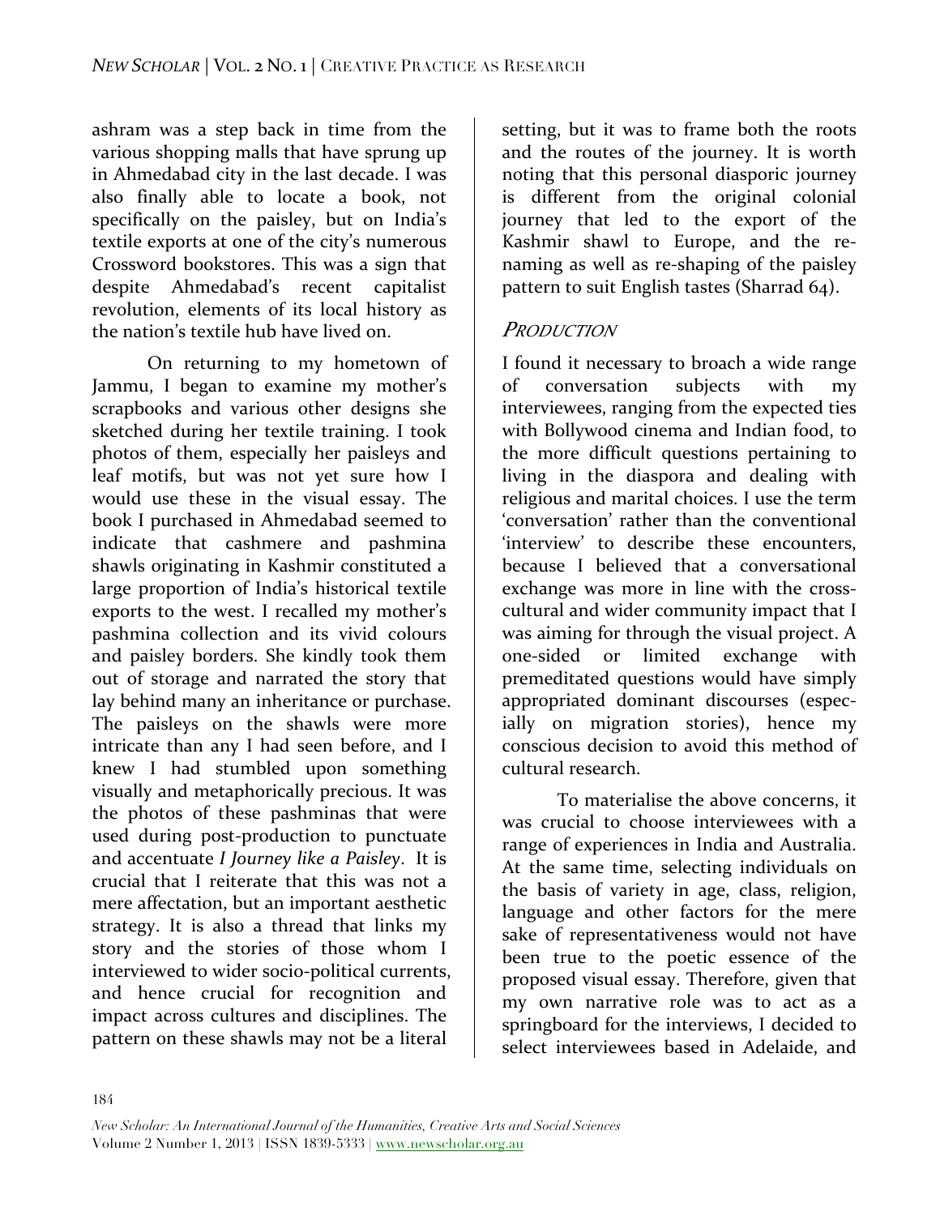ashram was a step back in time from the various shopping malls that have sprung up in Ahmedabad city in the last decade. I was also finally able to locate a book, not specifically on the paisley, but on India's textile exports at one of the city's numerous Crossword bookstores. This was a sign that despite Ahmedabad's recent capitalist revolution, elements of its local history as the nation's textile hub have lived on.

On returning to my hometown of Jammu, I began to examine my mother's scrapbooks and various other designs she sketched during her textile training. I took photos of them, especially her paisleys and leaf motifs, but was not yet sure how I would use these in the visual essay. The book I purchased in Ahmedabad seemed to indicate that cashmere and pashmina shawls originating in Kashmir constituted a large proportion of India's historical textile exports to the west. I recalled my mother's pashmina collection and its vivid colours and paisley borders. She kindly took them out of storage and narrated the story that lay behind many an inheritance or purchase. The paisleys on the shawls were more intricate than any I had seen before, and I knew I had stumbled upon something visually and metaphorically precious. It was the photos of these pashminas that were used during post-production to punctuate and accentuate *I Journey like a Paisley*. It is crucial that I reiterate that this was not a mere affectation, but an important aesthetic strategy. It is also a thread that links my story and the stories of those whom I interviewed to wider socio-political currents, and hence crucial for recognition and impact across cultures and disciplines. The pattern on these shawls may not be a literal setting, but it was to frame both the roots and the routes of the journey. It is worth noting that this personal diasporic journey is different from the original colonial journey that led to the export of the Kashmir shawl to Europe, and the re-naming as well as re-shaping of the paisley pattern to suit English tastes (Sharrad 64).

## *Production*

I found it necessary to broach a wide range of conversation subjects with my interviewees, ranging from the expected ties with Bollywood cinema and Indian food, to the more difficult questions pertaining to living in the diaspora and dealing with religious and marital choices. I use the term 'conversation' rather than the conventional 'interview' to describe these encounters, because I believed that a conversational exchange was more in line with the cross-cultural and wider community impact that I was aiming for through the visual project. A one-sided or limited exchange with premeditated questions would have simply appropriated dominant discourses (especially on migration stories), hence my conscious decision to avoid this method of cultural research.

To materialise the above concerns, it was crucial to choose interviewees with a range of experiences in India and Australia. At the same time, selecting individuals on the basis of variety in age, class, religion, language and other factors for the mere sake of representativeness would not have been true to the poetic essence of the proposed visual essay. Therefore, given that my own narrative role was to act as a springboard for the interviews, I decided to select interviewees based in Adelaide, and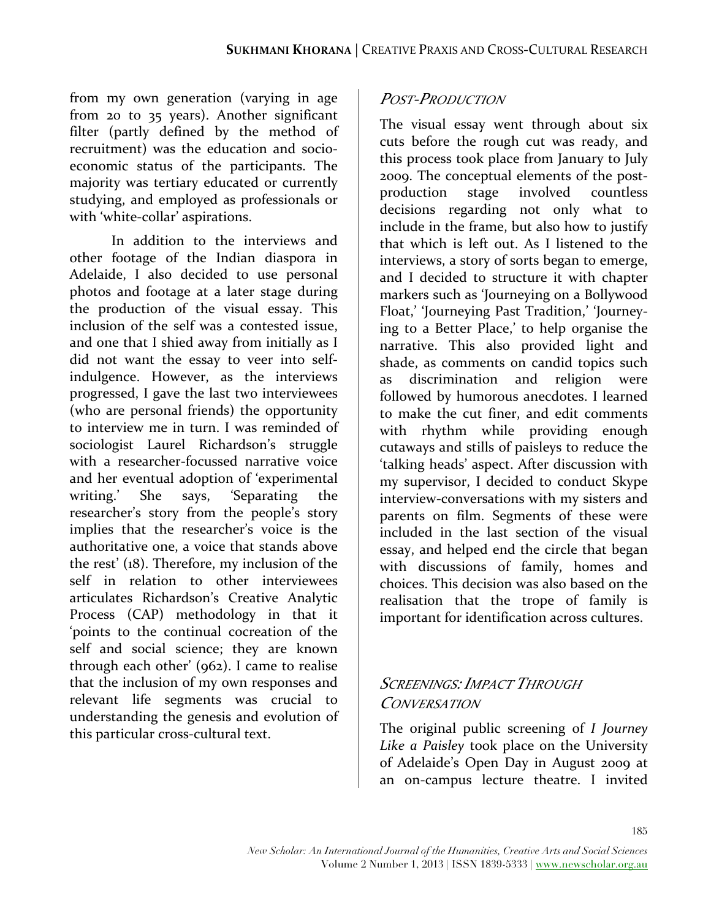from my own generation (varying in age from 20 to 35 years). Another significant filter (partly defined by the method of recruitment) was the education and socio-economic status of the participants. The majority was tertiary educated or currently studying, and employed as professionals or with 'white-collar' aspirations.

In addition to the interviews and other footage of the Indian diaspora in Adelaide, I also decided to use personal photos and footage at a later stage during the production of the visual essay. This inclusion of the self was a contested issue, and one that I shied away from initially as I did not want the essay to veer into self-indulgence. However, as the interviews progressed, I gave the last two interviewees (who are personal friends) the opportunity to interview me in turn. I was reminded of sociologist Laurel Richardson's struggle with a researcher-focussed narrative voice and her eventual adoption of 'experimental writing.' She says, 'Separating the researcher's story from the people's story implies that the researcher's voice is the authoritative one, a voice that stands above the rest' (18). Therefore, my inclusion of the self in relation to other interviewees articulates Richardson's Creative Analytic Process (CAP) methodology in that it 'points to the continual cocreation of the self and social science; they are known through each other' (962). I came to realise that the inclusion of my own responses and relevant life segments was crucial to understanding the genesis and evolution of this particular cross-cultural text.

## *Post-Production*

The visual essay went through about six cuts before the rough cut was ready, and this process took place from January to July 2009. The conceptual elements of the post-production stage involved countless decisions regarding not only what to include in the frame, but also how to justify that which is left out. As I listened to the interviews, a story of sorts began to emerge, and I decided to structure it with chapter markers such as 'Journeying on a Bollywood Float,' 'Journeying Past Tradition,' 'Journeying to a Better Place,' to help organise the narrative. This also provided light and shade, as comments on candid topics such as discrimination and religion were followed by humorous anecdotes. I learned to make the cut finer, and edit comments with rhythm while providing enough cutaways and stills of paisleys to reduce the 'talking heads' aspect. After discussion with my supervisor, I decided to conduct Skype interview-conversations with my sisters and parents on film. Segments of these were included in the last section of the visual essay, and helped end the circle that began with discussions of family, homes and choices. This decision was also based on the realisation that the trope of family is important for identification across cultures.

## *Screenings: Impact Through Conversation*

The original public screening of *I Journey Like a Paisley* took place on the University of Adelaide's Open Day in August 2009 at an on-campus lecture theatre. I invited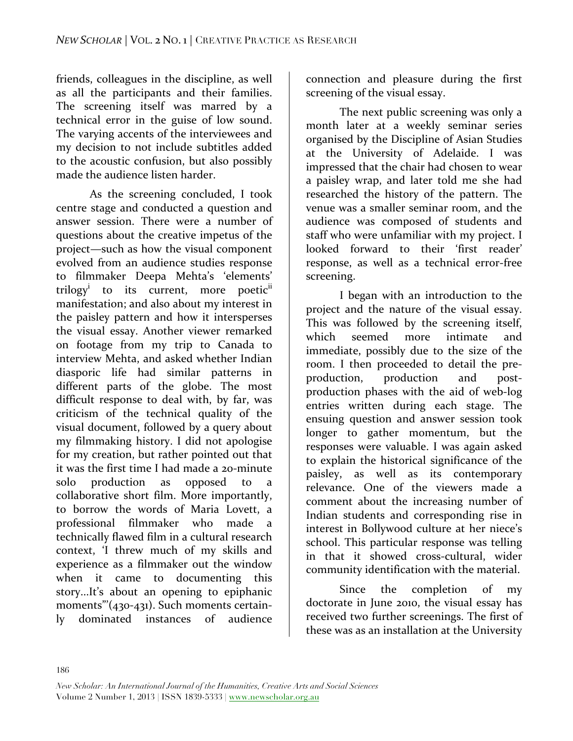friends, colleagues in the discipline, as well as all the participants and their families. The screening itself was marred by a technical error in the guise of low sound. The varying accents of the interviewees and my decision to not include subtitles added to the acoustic confusion, but also possibly made the audience listen harder.

As the screening concluded, I took centre stage and conducted a question and answer session. There were a number of questions about the creative impetus of the project—such as how the visual component evolved from an audience studies response to filmmaker Deepa Mehta's 'elements' trilogy[i] to its current, more poetic[ii] manifestation; and also about my interest in the paisley pattern and how it intersperses the visual essay. Another viewer remarked on footage from my trip to Canada to interview Mehta, and asked whether Indian diasporic life had similar patterns in different parts of the globe. The most difficult response to deal with, by far, was criticism of the technical quality of the visual document, followed by a query about my filmmaking history. I did not apologise for my creation, but rather pointed out that it was the first time I had made a 20-minute solo production as opposed to a collaborative short film. More importantly, to borrow the words of Maria Lovett, a professional filmmaker who made a technically flawed film in a cultural research context, 'I threw much of my skills and experience as a filmmaker out the window when it came to documenting this story…It's about an opening to epiphanic moments'"(430-431). Such moments certainly dominated instances of audience connection and pleasure during the first screening of the visual essay.

The next public screening was only a month later at a weekly seminar series organised by the Discipline of Asian Studies at the University of Adelaide. I was impressed that the chair had chosen to wear a paisley wrap, and later told me she had researched the history of the pattern. The venue was a smaller seminar room, and the audience was composed of students and staff who were unfamiliar with my project. I looked forward to their 'first reader' response, as well as a technical error-free screening.

I began with an introduction to the project and the nature of the visual essay. This was followed by the screening itself, which seemed more intimate and immediate, possibly due to the size of the room. I then proceeded to detail the pre-production, production and post-production phases with the aid of web-log entries written during each stage. The ensuing question and answer session took longer to gather momentum, but the responses were valuable. I was again asked to explain the historical significance of the paisley, as well as its contemporary relevance. One of the viewers made a comment about the increasing number of Indian students and corresponding rise in interest in Bollywood culture at her niece's school. This particular response was telling in that it showed cross-cultural, wider community identification with the material.

Since the completion of my doctorate in June 2010, the visual essay has received two further screenings. The first of these was as an installation at the University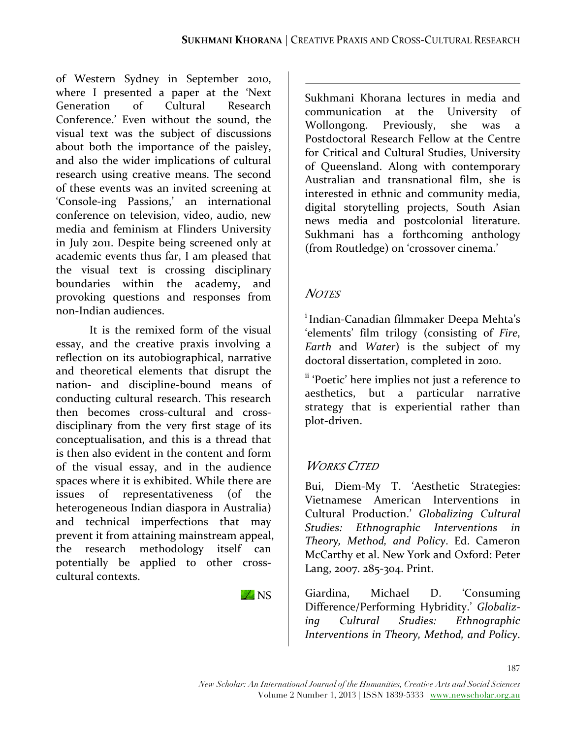of Western Sydney in September 2010, where I presented a paper at the 'Next Generation of Cultural Research Conference.' Even without the sound, the visual text was the subject of discussions about both the importance of the paisley, and also the wider implications of cultural research using creative means. The second of these events was an invited screening at 'Console-ing Passions,' an international conference on television, video, audio, new media and feminism at Flinders University in July 2011. Despite being screened only at academic events thus far, I am pleased that the visual text is crossing disciplinary boundaries within the academy, and provoking questions and responses from non-Indian audiences.

It is the remixed form of the visual essay, and the creative praxis involving a reflection on its autobiographical, narrative and theoretical elements that disrupt the nation- and discipline-bound means of conducting cultural research. This research then becomes cross-cultural and cross-disciplinary from the very first stage of its conceptualisation, and this is a thread that is then also evident in the content and form of the visual essay, and in the audience spaces where it is exhibited. While there are issues of representativeness (of the heterogeneous Indian diaspora in Australia) and technical imperfections that may prevent it from attaining mainstream appeal, the research methodology itself can potentially be applied to other cross-cultural contexts.

NS

---

Sukhmani Khorana lectures in media and communication at the University of Wollongong. Previously, she was a Postdoctoral Research Fellow at the Centre for Critical and Cultural Studies, University of Queensland. Along with contemporary Australian and transnational film, she is interested in ethnic and community media, digital storytelling projects, South Asian news media and postcolonial literature. Sukhmani has a forthcoming anthology (from Routledge) on 'crossover cinema.'

## *Notes*

[i] Indian-Canadian filmmaker Deepa Mehta's 'elements' film trilogy (consisting of *Fire*, *Earth* and *Water*) is the subject of my doctoral dissertation, completed in 2010.

[ii] 'Poetic' here implies not just a reference to aesthetics, but a particular narrative strategy that is experiential rather than plot-driven.

## *Works Cited*

Bui, Diem-My T. 'Aesthetic Strategies: Vietnamese American Interventions in Cultural Production.' *Globalizing Cultural Studies: Ethnographic Interventions in Theory, Method, and Policy*. Ed. Cameron McCarthy et al. New York and Oxford: Peter Lang, 2007. 285-304. Print.

Giardina, Michael D. 'Consuming Difference/Performing Hybridity.' *Globalizing Cultural Studies: Ethnographic Interventions in Theory, Method, and Policy*.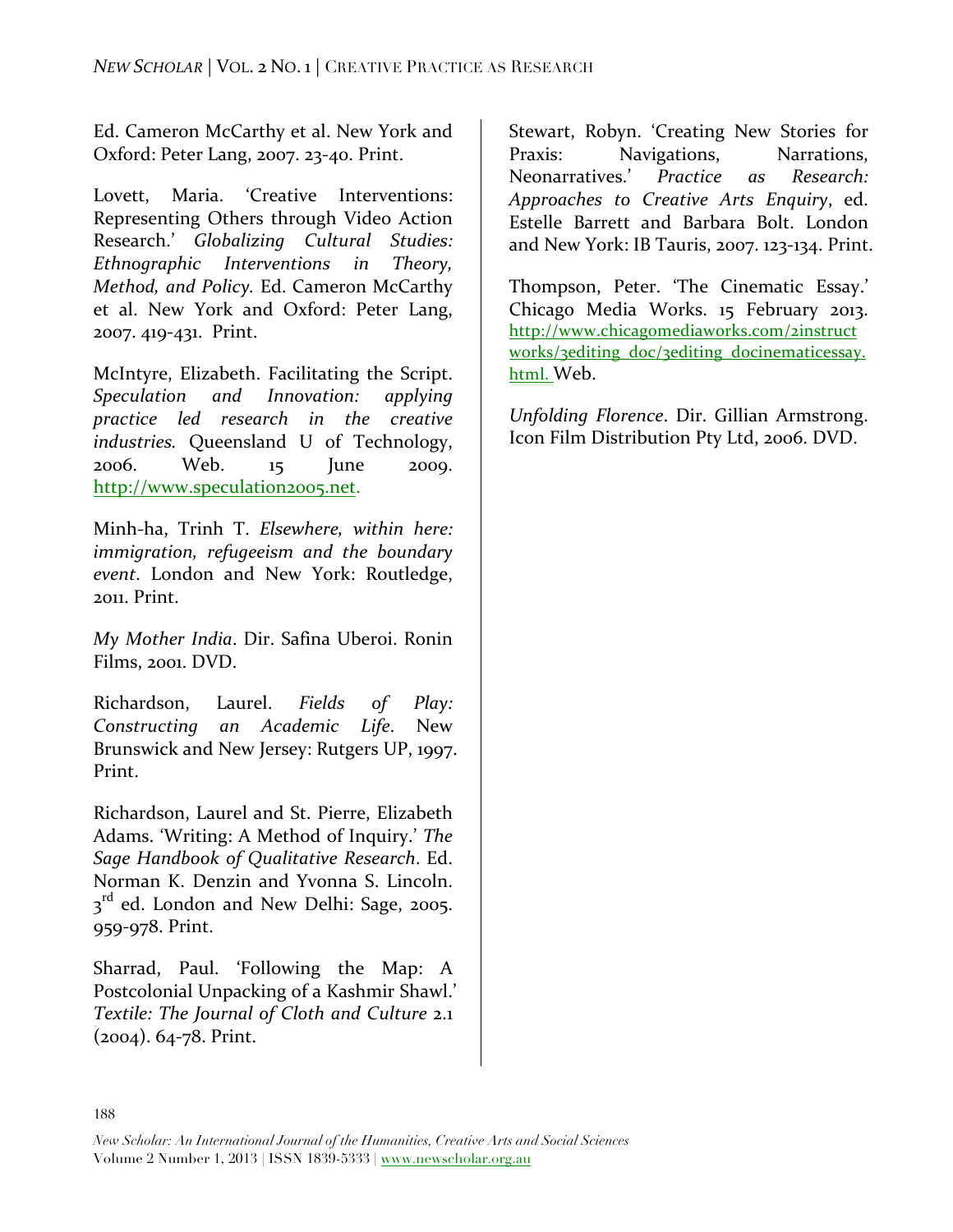Ed. Cameron McCarthy et al. New York and Oxford: Peter Lang, 2007. 23-40. Print.

Lovett, Maria. 'Creative Interventions: Representing Others through Video Action Research.' *Globalizing Cultural Studies: Ethnographic Interventions in Theory, Method, and Policy.* Ed. Cameron McCarthy et al. New York and Oxford: Peter Lang, 2007. 419-431. Print.

McIntyre, Elizabeth. Facilitating the Script. *Speculation and Innovation: applying practice led research in the creative industries.* Queensland U of Technology, 2006. Web. 15 June 2009. http://www.speculation2005.net.

Minh-ha, Trinh T. *Elsewhere, within here: immigration, refugeeism and the boundary event*. London and New York: Routledge, 2011. Print.

*My Mother India*. Dir. Safina Uberoi. Ronin Films, 2001. DVD.

Richardson, Laurel. *Fields of Play: Constructing an Academic Life*. New Brunswick and New Jersey: Rutgers UP, 1997. Print.

Richardson, Laurel and St. Pierre, Elizabeth Adams. 'Writing: A Method of Inquiry.' *The Sage Handbook of Qualitative Research*. Ed. Norman K. Denzin and Yvonna S. Lincoln. 3rd ed. London and New Delhi: Sage, 2005. 959-978. Print.

Sharrad, Paul. 'Following the Map: A Postcolonial Unpacking of a Kashmir Shawl.' *Textile: The Journal of Cloth and Culture* 2.1 (2004). 64-78. Print.

Stewart, Robyn. 'Creating New Stories for Praxis: Navigations, Narrations, Neonarratives.' *Practice as Research: Approaches to Creative Arts Enquiry*, ed. Estelle Barrett and Barbara Bolt. London and New York: IB Tauris, 2007. 123-134. Print.

Thompson, Peter. 'The Cinematic Essay.' Chicago Media Works. 15 February 2013. http://www.chicagomediaworks.com/2instructworks/3editing_doc/3editing_docinematicessay.html. Web.

*Unfolding Florence*. Dir. Gillian Armstrong. Icon Film Distribution Pty Ltd, 2006. DVD.